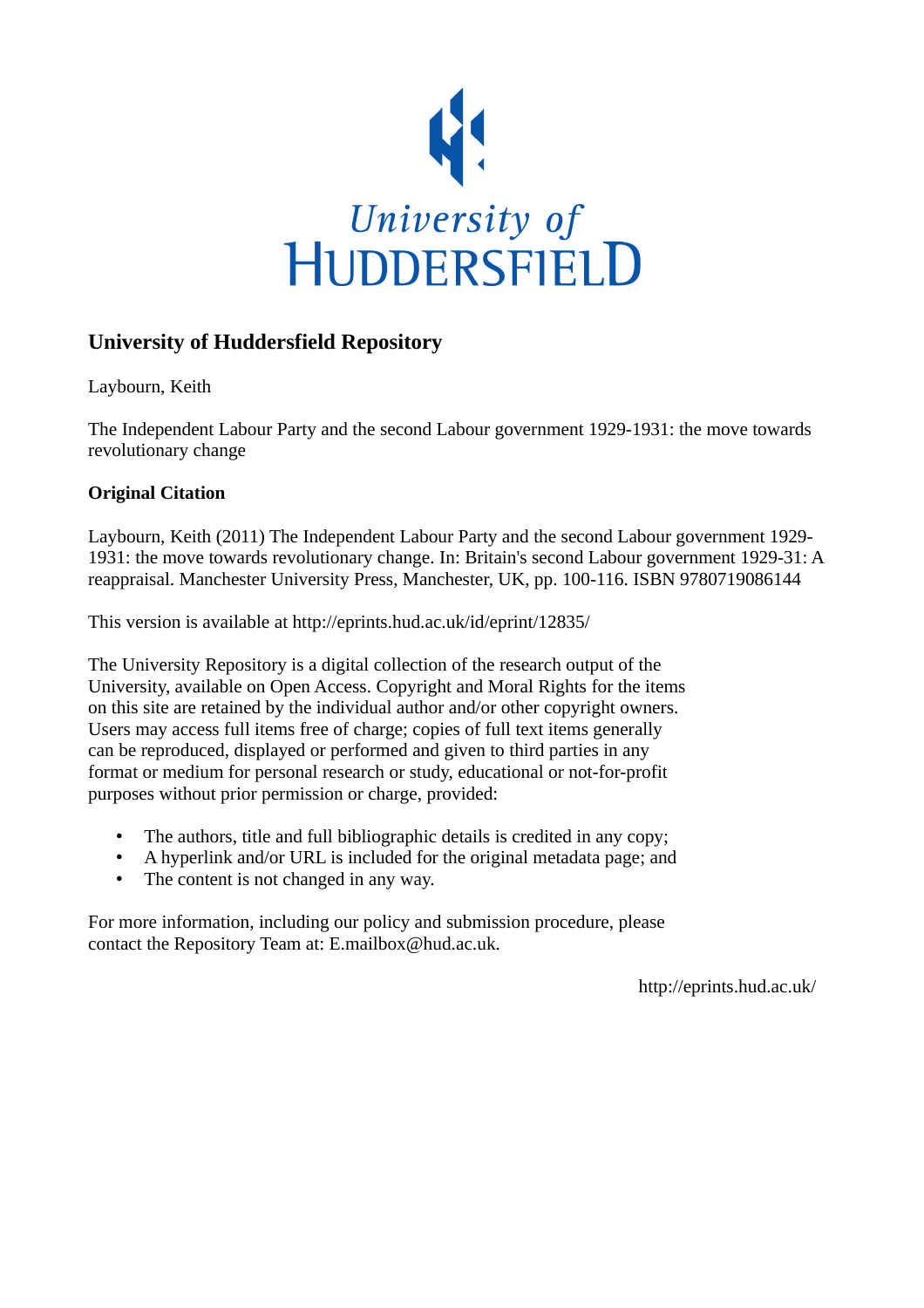University of HUDDERSFIELD

## University of Huddersfield Repository

Laybourn, Keith

The Independent Labour Party and the second Labour government 1929-1931: the move towards revolutionary change

### Original Citation

Laybourn, Keith (2011) The Independent Labour Party and the second Labour government 1929-1931: the move towards revolutionary change. In: Britain's second Labour government 1929-31: A reappraisal. Manchester University Press, Manchester, UK, pp. 100-116. ISBN 9780719086144

This version is available at http://eprints.hud.ac.uk/id/eprint/12835/

The University Repository is a digital collection of the research output of the University, available on Open Access. Copyright and Moral Rights for the items on this site are retained by the individual author and/or other copyright owners. Users may access full items free of charge; copies of full text items generally can be reproduced, displayed or performed and given to third parties in any format or medium for personal research or study, educational or not-for-profit purposes without prior permission or charge, provided:

- The authors, title and full bibliographic details is credited in any copy;
- A hyperlink and/or URL is included for the original metadata page; and
- The content is not changed in any way.

For more information, including our policy and submission procedure, please contact the Repository Team at: E.mailbox@hud.ac.uk.

http://eprints.hud.ac.uk/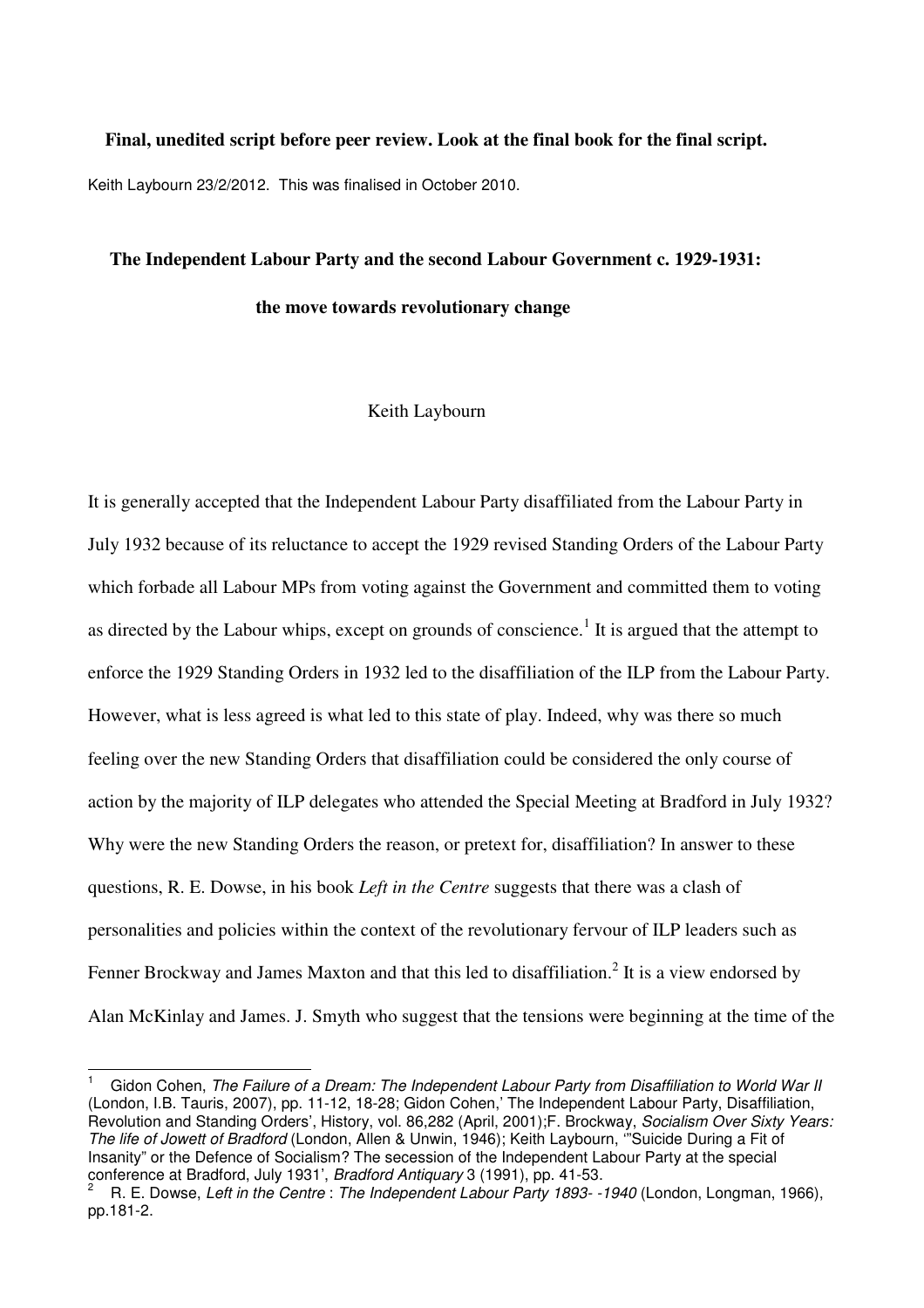**Final, unedited script before peer review. Look at the final book for the final script.**

Keith Laybourn 23/2/2012. This was finalised in October 2010.

# The Independent Labour Party and the second Labour Government c. 1929-1931: the move towards revolutionary change

Keith Laybourn

It is generally accepted that the Independent Labour Party disaffiliated from the Labour Party in July 1932 because of its reluctance to accept the 1929 revised Standing Orders of the Labour Party which forbade all Labour MPs from voting against the Government and committed them to voting as directed by the Labour whips, except on grounds of conscience.[1] It is argued that the attempt to enforce the 1929 Standing Orders in 1932 led to the disaffiliation of the ILP from the Labour Party. However, what is less agreed is what led to this state of play. Indeed, why was there so much feeling over the new Standing Orders that disaffiliation could be considered the only course of action by the majority of ILP delegates who attended the Special Meeting at Bradford in July 1932? Why were the new Standing Orders the reason, or pretext for, disaffiliation? In answer to these questions, R. E. Dowse, in his book *Left in the Centre* suggests that there was a clash of personalities and policies within the context of the revolutionary fervour of ILP leaders such as Fenner Brockway and James Maxton and that this led to disaffiliation.[2] It is a view endorsed by Alan McKinlay and James. J. Smyth who suggest that the tensions were beginning at the time of the

---

[1] Gidon Cohen, *The Failure of a Dream: The Independent Labour Party from Disaffiliation to World War II* (London, I.B. Tauris, 2007), pp. 11-12, 18-28; Gidon Cohen,' The Independent Labour Party, Disaffiliation, Revolution and Standing Orders', History, vol. 86,282 (April, 2001);F. Brockway, *Socialism Over Sixty Years: The life of Jowett of Bradford* (London, Allen & Unwin, 1946); Keith Laybourn, '"Suicide During a Fit of Insanity" or the Defence of Socialism? The secession of the Independent Labour Party at the special conference at Bradford, July 1931', *Bradford Antiquary* 3 (1991), pp. 41-53.

[2] R. E. Dowse, *Left in the Centre* : *The Independent Labour Party 1893- -1940* (London, Longman, 1966), pp.181-2.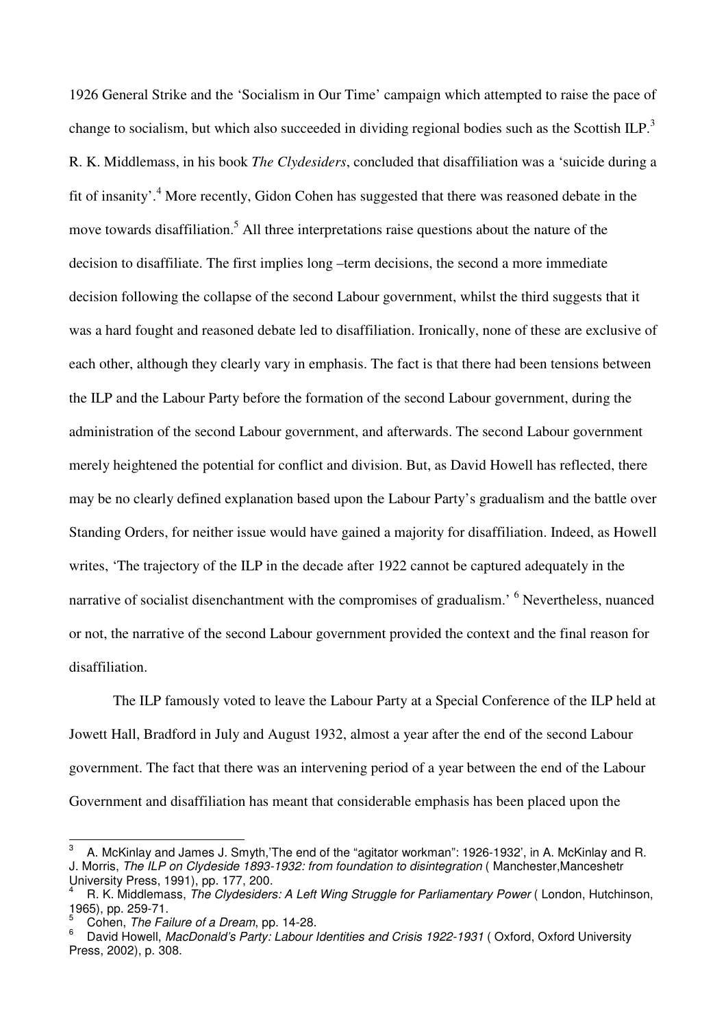1926 General Strike and the 'Socialism in Our Time' campaign which attempted to raise the pace of change to socialism, but which also succeeded in dividing regional bodies such as the Scottish ILP.[3] R. K. Middlemass, in his book *The Clydesiders*, concluded that disaffiliation was a 'suicide during a fit of insanity'.[4] More recently, Gidon Cohen has suggested that there was reasoned debate in the move towards disaffiliation.[5] All three interpretations raise questions about the nature of the decision to disaffiliate. The first implies long –term decisions, the second a more immediate decision following the collapse of the second Labour government, whilst the third suggests that it was a hard fought and reasoned debate led to disaffiliation. Ironically, none of these are exclusive of each other, although they clearly vary in emphasis. The fact is that there had been tensions between the ILP and the Labour Party before the formation of the second Labour government, during the administration of the second Labour government, and afterwards. The second Labour government merely heightened the potential for conflict and division. But, as David Howell has reflected, there may be no clearly defined explanation based upon the Labour Party's gradualism and the battle over Standing Orders, for neither issue would have gained a majority for disaffiliation. Indeed, as Howell writes, 'The trajectory of the ILP in the decade after 1922 cannot be captured adequately in the narrative of socialist disenchantment with the compromises of gradualism.' [6] Nevertheless, nuanced or not, the narrative of the second Labour government provided the context and the final reason for disaffiliation.

The ILP famously voted to leave the Labour Party at a Special Conference of the ILP held at Jowett Hall, Bradford in July and August 1932, almost a year after the end of the second Labour government. The fact that there was an intervening period of a year between the end of the Labour Government and disaffiliation has meant that considerable emphasis has been placed upon the

---

[3] A. McKinlay and James J. Smyth,'The end of the "agitator workman": 1926-1932', in A. McKinlay and R. J. Morris, *The ILP on Clydeside 1893-1932: from foundation to disintegration* ( Manchester,Manceshetr University Press, 1991), pp. 177, 200.

[4] R. K. Middlemass, *The Clydesiders: A Left Wing Struggle for Parliamentary Power* ( London, Hutchinson, 1965), pp. 259-71.

[5] Cohen, *The Failure of a Dream*, pp. 14-28.

[6] David Howell, *MacDonald's Party: Labour Identities and Crisis 1922-1931* ( Oxford, Oxford University Press, 2002), p. 308.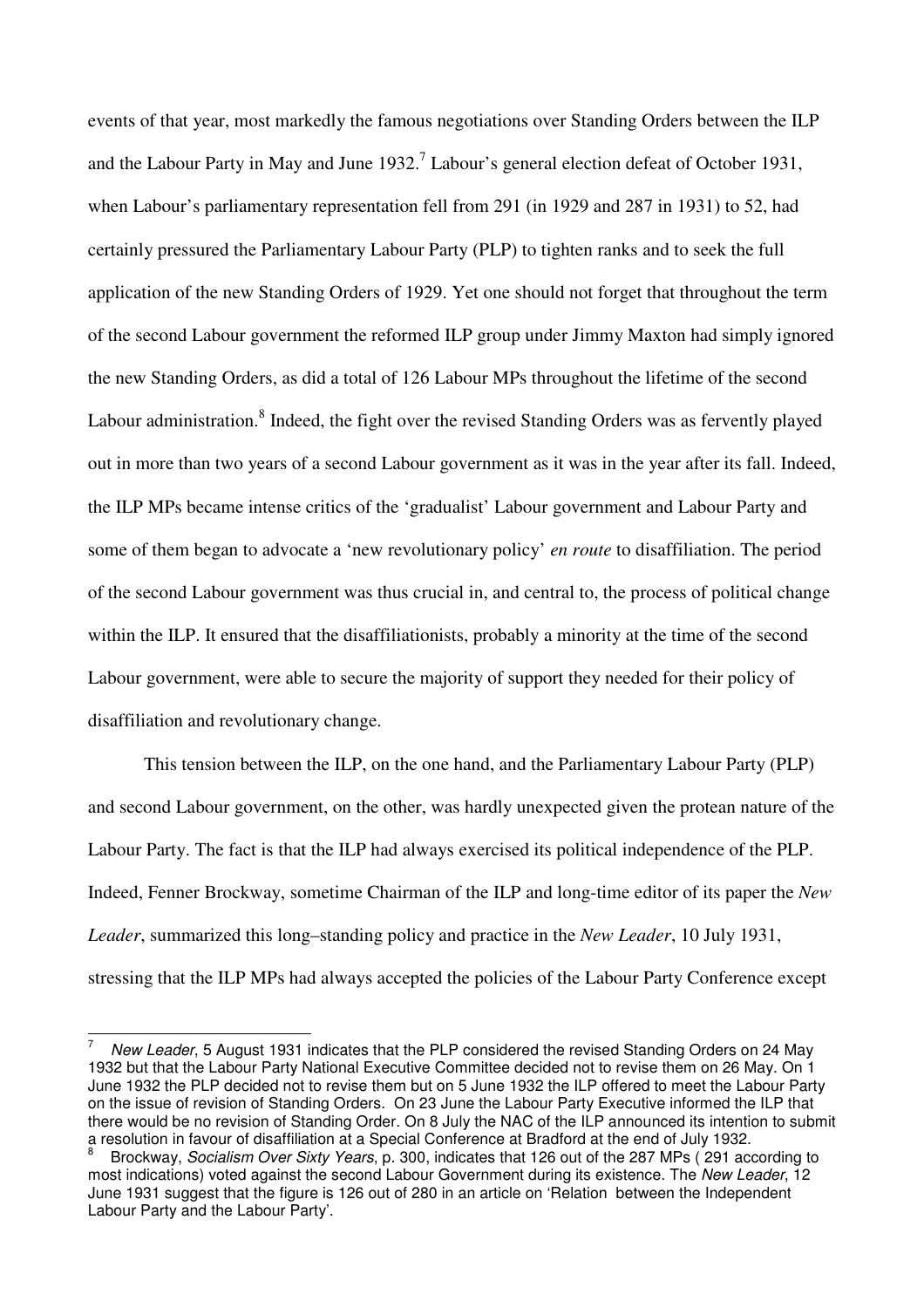events of that year, most markedly the famous negotiations over Standing Orders between the ILP and the Labour Party in May and June 1932.[7] Labour's general election defeat of October 1931, when Labour's parliamentary representation fell from 291 (in 1929 and 287 in 1931) to 52, had certainly pressured the Parliamentary Labour Party (PLP) to tighten ranks and to seek the full application of the new Standing Orders of 1929. Yet one should not forget that throughout the term of the second Labour government the reformed ILP group under Jimmy Maxton had simply ignored the new Standing Orders, as did a total of 126 Labour MPs throughout the lifetime of the second Labour administration.[8] Indeed, the fight over the revised Standing Orders was as fervently played out in more than two years of a second Labour government as it was in the year after its fall. Indeed, the ILP MPs became intense critics of the 'gradualist' Labour government and Labour Party and some of them began to advocate a 'new revolutionary policy' *en route* to disaffiliation. The period of the second Labour government was thus crucial in, and central to, the process of political change within the ILP. It ensured that the disaffiliationists, probably a minority at the time of the second Labour government, were able to secure the majority of support they needed for their policy of disaffiliation and revolutionary change.

This tension between the ILP, on the one hand, and the Parliamentary Labour Party (PLP) and second Labour government, on the other, was hardly unexpected given the protean nature of the Labour Party. The fact is that the ILP had always exercised its political independence of the PLP. Indeed, Fenner Brockway, sometime Chairman of the ILP and long-time editor of its paper the *New Leader*, summarized this long–standing policy and practice in the *New Leader*, 10 July 1931, stressing that the ILP MPs had always accepted the policies of the Labour Party Conference except

---

[7] *New Leader*, 5 August 1931 indicates that the PLP considered the revised Standing Orders on 24 May 1932 but that the Labour Party National Executive Committee decided not to revise them on 26 May. On 1 June 1932 the PLP decided not to revise them but on 5 June 1932 the ILP offered to meet the Labour Party on the issue of revision of Standing Orders. On 23 June the Labour Party Executive informed the ILP that there would be no revision of Standing Order. On 8 July the NAC of the ILP announced its intention to submit a resolution in favour of disaffiliation at a Special Conference at Bradford at the end of July 1932.

[8] Brockway, *Socialism Over Sixty Years*, p. 300, indicates that 126 out of the 287 MPs ( 291 according to most indications) voted against the second Labour Government during its existence. The *New Leader*, 12 June 1931 suggest that the figure is 126 out of 280 in an article on 'Relation between the Independent Labour Party and the Labour Party'.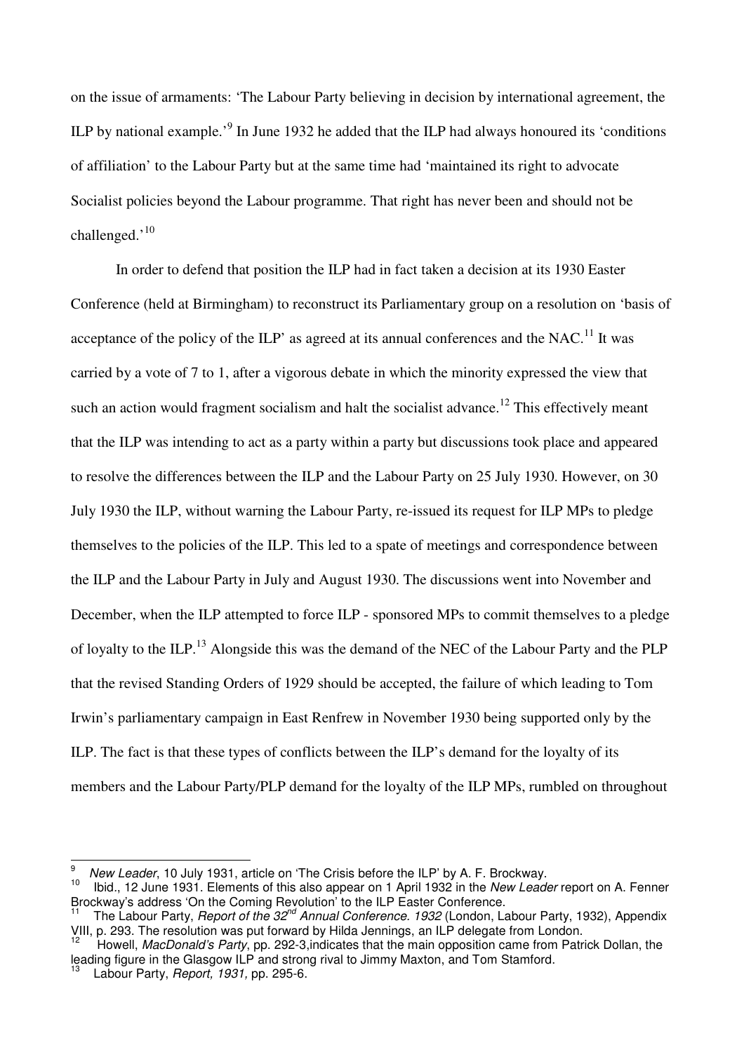on the issue of armaments: 'The Labour Party believing in decision by international agreement, the ILP by national example.'[9] In June 1932 he added that the ILP had always honoured its 'conditions of affiliation' to the Labour Party but at the same time had 'maintained its right to advocate Socialist policies beyond the Labour programme. That right has never been and should not be challenged.'[10]

In order to defend that position the ILP had in fact taken a decision at its 1930 Easter Conference (held at Birmingham) to reconstruct its Parliamentary group on a resolution on 'basis of acceptance of the policy of the ILP' as agreed at its annual conferences and the NAC.[11] It was carried by a vote of 7 to 1, after a vigorous debate in which the minority expressed the view that such an action would fragment socialism and halt the socialist advance.[12] This effectively meant that the ILP was intending to act as a party within a party but discussions took place and appeared to resolve the differences between the ILP and the Labour Party on 25 July 1930. However, on 30 July 1930 the ILP, without warning the Labour Party, re-issued its request for ILP MPs to pledge themselves to the policies of the ILP. This led to a spate of meetings and correspondence between the ILP and the Labour Party in July and August 1930. The discussions went into November and December, when the ILP attempted to force ILP - sponsored MPs to commit themselves to a pledge of loyalty to the ILP.[13] Alongside this was the demand of the NEC of the Labour Party and the PLP that the revised Standing Orders of 1929 should be accepted, the failure of which leading to Tom Irwin's parliamentary campaign in East Renfrew in November 1930 being supported only by the ILP. The fact is that these types of conflicts between the ILP's demand for the loyalty of its members and the Labour Party/PLP demand for the loyalty of the ILP MPs, rumbled on throughout

---

[9] *New Leader*, 10 July 1931, article on 'The Crisis before the ILP' by A. F. Brockway.

[10] Ibid., 12 June 1931. Elements of this also appear on 1 April 1932 in the *New Leader* report on A. Fenner Brockway's address 'On the Coming Revolution' to the ILP Easter Conference.

[11] The Labour Party, *Report of the 32nd Annual Conference. 1932* (London, Labour Party, 1932), Appendix VIII, p. 293. The resolution was put forward by Hilda Jennings, an ILP delegate from London.

[12] Howell, *MacDonald's Party*, pp. 292-3,indicates that the main opposition came from Patrick Dollan, the leading figure in the Glasgow ILP and strong rival to Jimmy Maxton, and Tom Stamford.

[13] Labour Party, *Report, 1931,* pp. 295-6.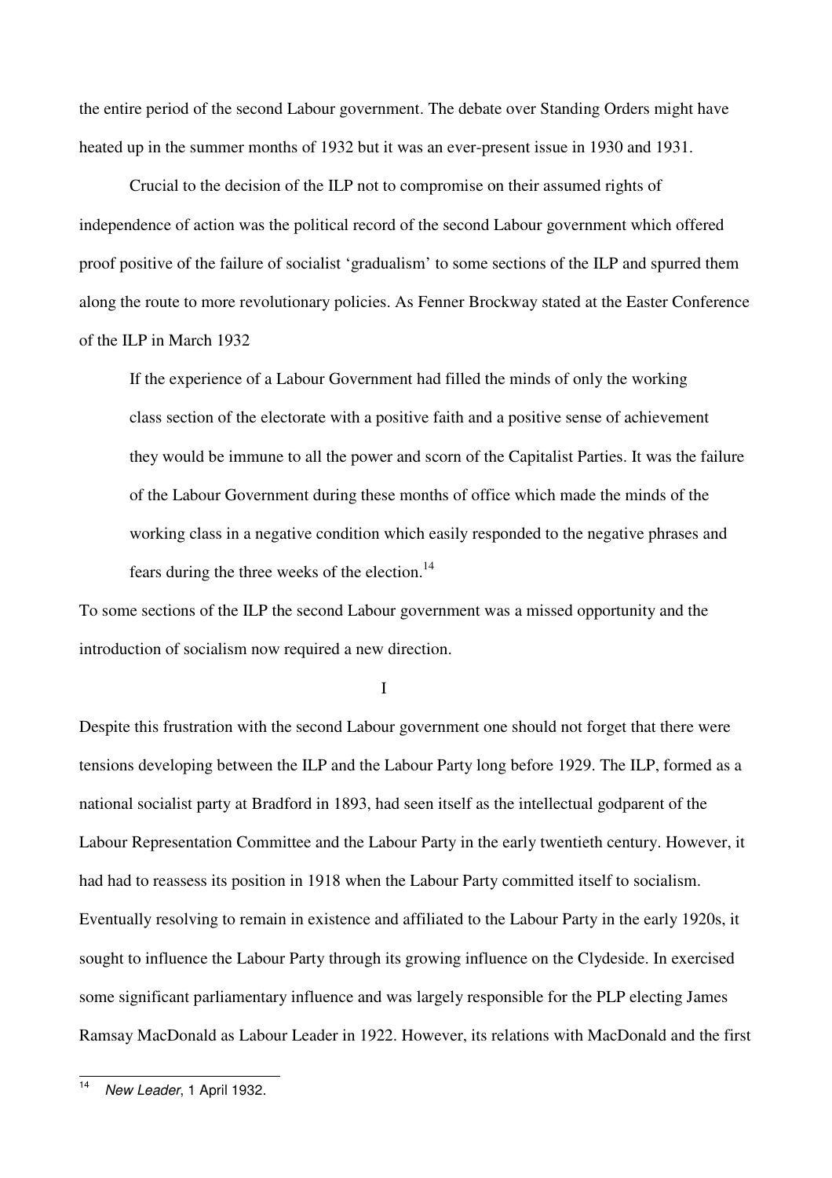the entire period of the second Labour government. The debate over Standing Orders might have heated up in the summer months of 1932 but it was an ever-present issue in 1930 and 1931.

Crucial to the decision of the ILP not to compromise on their assumed rights of independence of action was the political record of the second Labour government which offered proof positive of the failure of socialist 'gradualism' to some sections of the ILP and spurred them along the route to more revolutionary policies. As Fenner Brockway stated at the Easter Conference of the ILP in March 1932

> If the experience of a Labour Government had filled the minds of only the working class section of the electorate with a positive faith and a positive sense of achievement they would be immune to all the power and scorn of the Capitalist Parties. It was the failure of the Labour Government during these months of office which made the minds of the working class in a negative condition which easily responded to the negative phrases and fears during the three weeks of the election.[14]

To some sections of the ILP the second Labour government was a missed opportunity and the introduction of socialism now required a new direction.

## I

Despite this frustration with the second Labour government one should not forget that there were tensions developing between the ILP and the Labour Party long before 1929. The ILP, formed as a national socialist party at Bradford in 1893, had seen itself as the intellectual godparent of the Labour Representation Committee and the Labour Party in the early twentieth century. However, it had had to reassess its position in 1918 when the Labour Party committed itself to socialism. Eventually resolving to remain in existence and affiliated to the Labour Party in the early 1920s, it sought to influence the Labour Party through its growing influence on the Clydeside. In exercised some significant parliamentary influence and was largely responsible for the PLP electing James Ramsay MacDonald as Labour Leader in 1922. However, its relations with MacDonald and the first

---

[14] *New Leader*, 1 April 1932.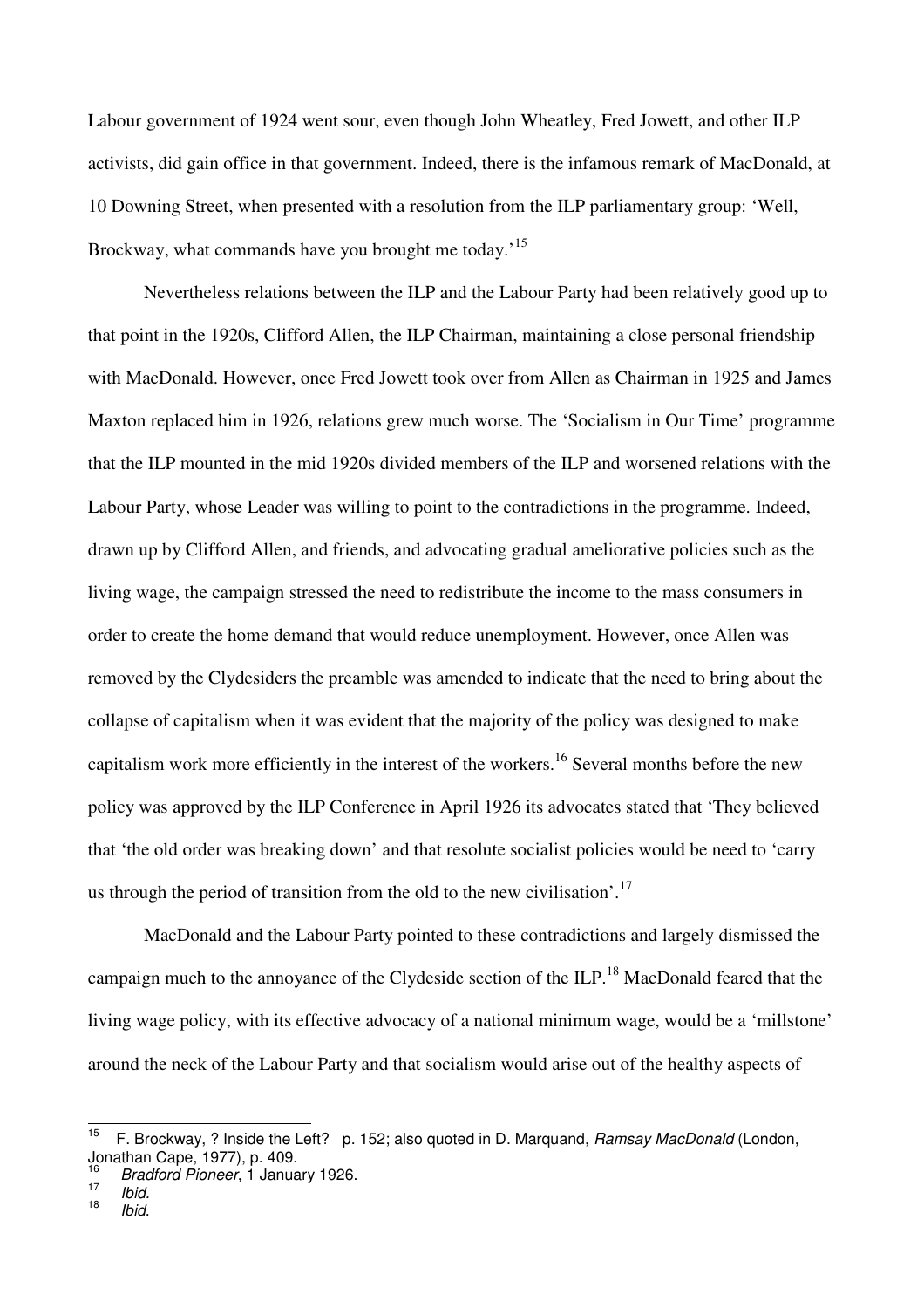Labour government of 1924 went sour, even though John Wheatley, Fred Jowett, and other ILP activists, did gain office in that government. Indeed, there is the infamous remark of MacDonald, at 10 Downing Street, when presented with a resolution from the ILP parliamentary group: 'Well, Brockway, what commands have you brought me today.'[15]

Nevertheless relations between the ILP and the Labour Party had been relatively good up to that point in the 1920s, Clifford Allen, the ILP Chairman, maintaining a close personal friendship with MacDonald. However, once Fred Jowett took over from Allen as Chairman in 1925 and James Maxton replaced him in 1926, relations grew much worse. The 'Socialism in Our Time' programme that the ILP mounted in the mid 1920s divided members of the ILP and worsened relations with the Labour Party, whose Leader was willing to point to the contradictions in the programme. Indeed, drawn up by Clifford Allen, and friends, and advocating gradual ameliorative policies such as the living wage, the campaign stressed the need to redistribute the income to the mass consumers in order to create the home demand that would reduce unemployment. However, once Allen was removed by the Clydesiders the preamble was amended to indicate that the need to bring about the collapse of capitalism when it was evident that the majority of the policy was designed to make capitalism work more efficiently in the interest of the workers.[16] Several months before the new policy was approved by the ILP Conference in April 1926 its advocates stated that 'They believed that 'the old order was breaking down' and that resolute socialist policies would be need to 'carry us through the period of transition from the old to the new civilisation'.[17]

MacDonald and the Labour Party pointed to these contradictions and largely dismissed the campaign much to the annoyance of the Clydeside section of the ILP.[18] MacDonald feared that the living wage policy, with its effective advocacy of a national minimum wage, would be a 'millstone' around the neck of the Labour Party and that socialism would arise out of the healthy aspects of

---

[15] F. Brockway, ? Inside the Left? p. 152; also quoted in D. Marquand, *Ramsay MacDonald* (London, Jonathan Cape, 1977), p. 409.

[16] *Bradford Pioneer*, 1 January 1926.

[17] *Ibid.*

[18] *Ibid.*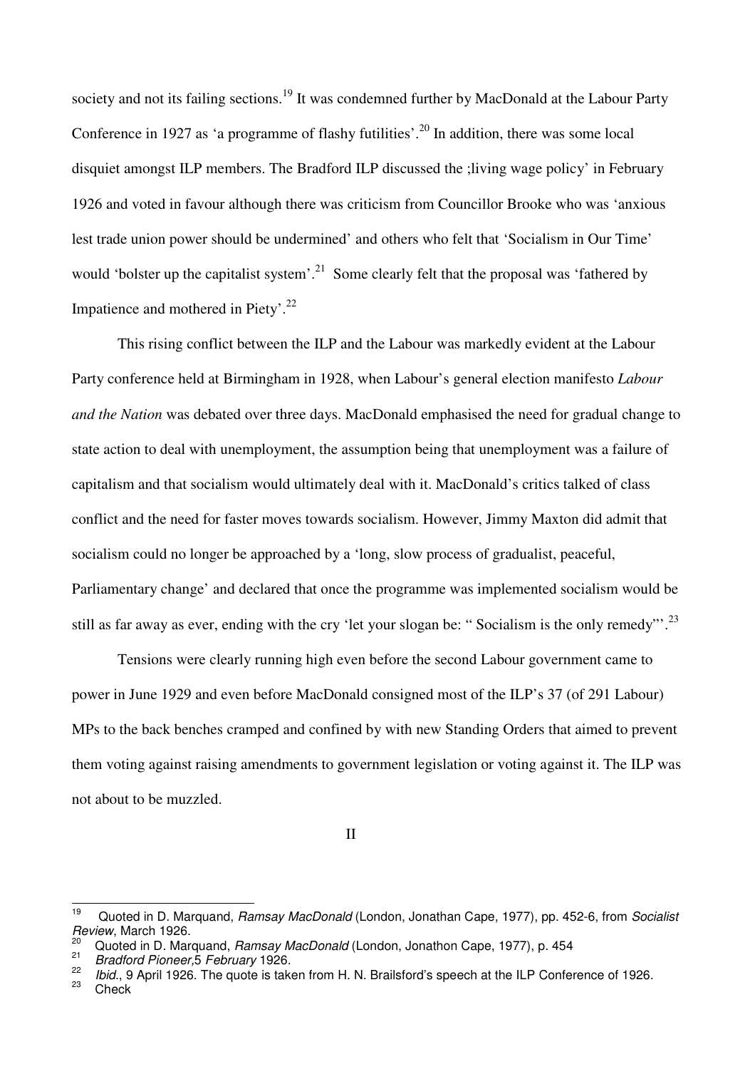society and not its failing sections.[19] It was condemned further by MacDonald at the Labour Party Conference in 1927 as 'a programme of flashy futilities'.[20] In addition, there was some local disquiet amongst ILP members. The Bradford ILP discussed the ;living wage policy' in February 1926 and voted in favour although there was criticism from Councillor Brooke who was 'anxious lest trade union power should be undermined' and others who felt that 'Socialism in Our Time' would 'bolster up the capitalist system'.[21] Some clearly felt that the proposal was 'fathered by Impatience and mothered in Piety'.[22]

This rising conflict between the ILP and the Labour was markedly evident at the Labour Party conference held at Birmingham in 1928, when Labour's general election manifesto *Labour and the Nation* was debated over three days. MacDonald emphasised the need for gradual change to state action to deal with unemployment, the assumption being that unemployment was a failure of capitalism and that socialism would ultimately deal with it. MacDonald's critics talked of class conflict and the need for faster moves towards socialism. However, Jimmy Maxton did admit that socialism could no longer be approached by a 'long, slow process of gradualist, peaceful, Parliamentary change' and declared that once the programme was implemented socialism would be still as far away as ever, ending with the cry 'let your slogan be: " Socialism is the only remedy"'.[23]

Tensions were clearly running high even before the second Labour government came to power in June 1929 and even before MacDonald consigned most of the ILP's 37 (of 291 Labour) MPs to the back benches cramped and confined by with new Standing Orders that aimed to prevent them voting against raising amendments to government legislation or voting against it. The ILP was not about to be muzzled.

II

---

[19] Quoted in D. Marquand, *Ramsay MacDonald* (London, Jonathan Cape, 1977), pp. 452-6, from *Socialist Review*, March 1926.

[20] Quoted in D. Marquand, *Ramsay MacDonald* (London, Jonathon Cape, 1977), p. 454

[21] *Bradford Pioneer*,5 *February* 1926.

[22] *Ibid*., 9 April 1926. The quote is taken from H. N. Brailsford's speech at the ILP Conference of 1926.

[23] Check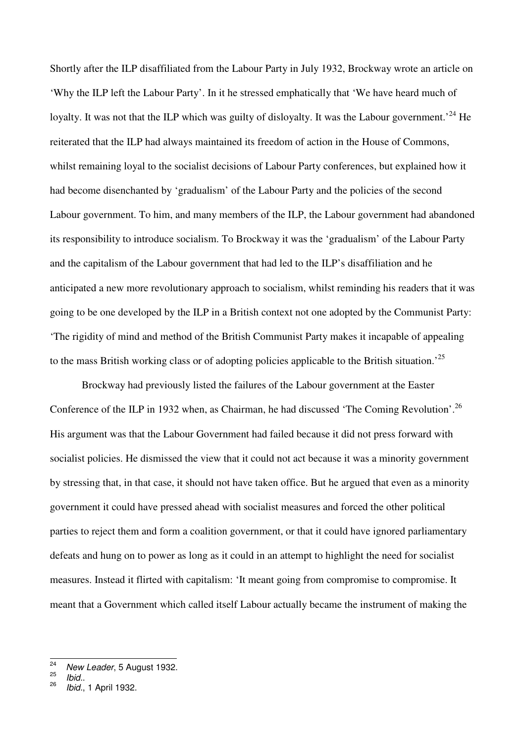Shortly after the ILP disaffiliated from the Labour Party in July 1932, Brockway wrote an article on 'Why the ILP left the Labour Party'. In it he stressed emphatically that 'We have heard much of loyalty. It was not that the ILP which was guilty of disloyalty. It was the Labour government.'[24] He reiterated that the ILP had always maintained its freedom of action in the House of Commons, whilst remaining loyal to the socialist decisions of Labour Party conferences, but explained how it had become disenchanted by 'gradualism' of the Labour Party and the policies of the second Labour government. To him, and many members of the ILP, the Labour government had abandoned its responsibility to introduce socialism. To Brockway it was the 'gradualism' of the Labour Party and the capitalism of the Labour government that had led to the ILP's disaffiliation and he anticipated a new more revolutionary approach to socialism, whilst reminding his readers that it was going to be one developed by the ILP in a British context not one adopted by the Communist Party: 'The rigidity of mind and method of the British Communist Party makes it incapable of appealing to the mass British working class or of adopting policies applicable to the British situation.'[25]

Brockway had previously listed the failures of the Labour government at the Easter Conference of the ILP in 1932 when, as Chairman, he had discussed 'The Coming Revolution'.[26] His argument was that the Labour Government had failed because it did not press forward with socialist policies. He dismissed the view that it could not act because it was a minority government by stressing that, in that case, it should not have taken office. But he argued that even as a minority government it could have pressed ahead with socialist measures and forced the other political parties to reject them and form a coalition government, or that it could have ignored parliamentary defeats and hung on to power as long as it could in an attempt to highlight the need for socialist measures. Instead it flirted with capitalism: 'It meant going from compromise to compromise. It meant that a Government which called itself Labour actually became the instrument of making the

[24] *New Leader*, 5 August 1932.
[25] *Ibid.*.
[26] *Ibid.*, 1 April 1932.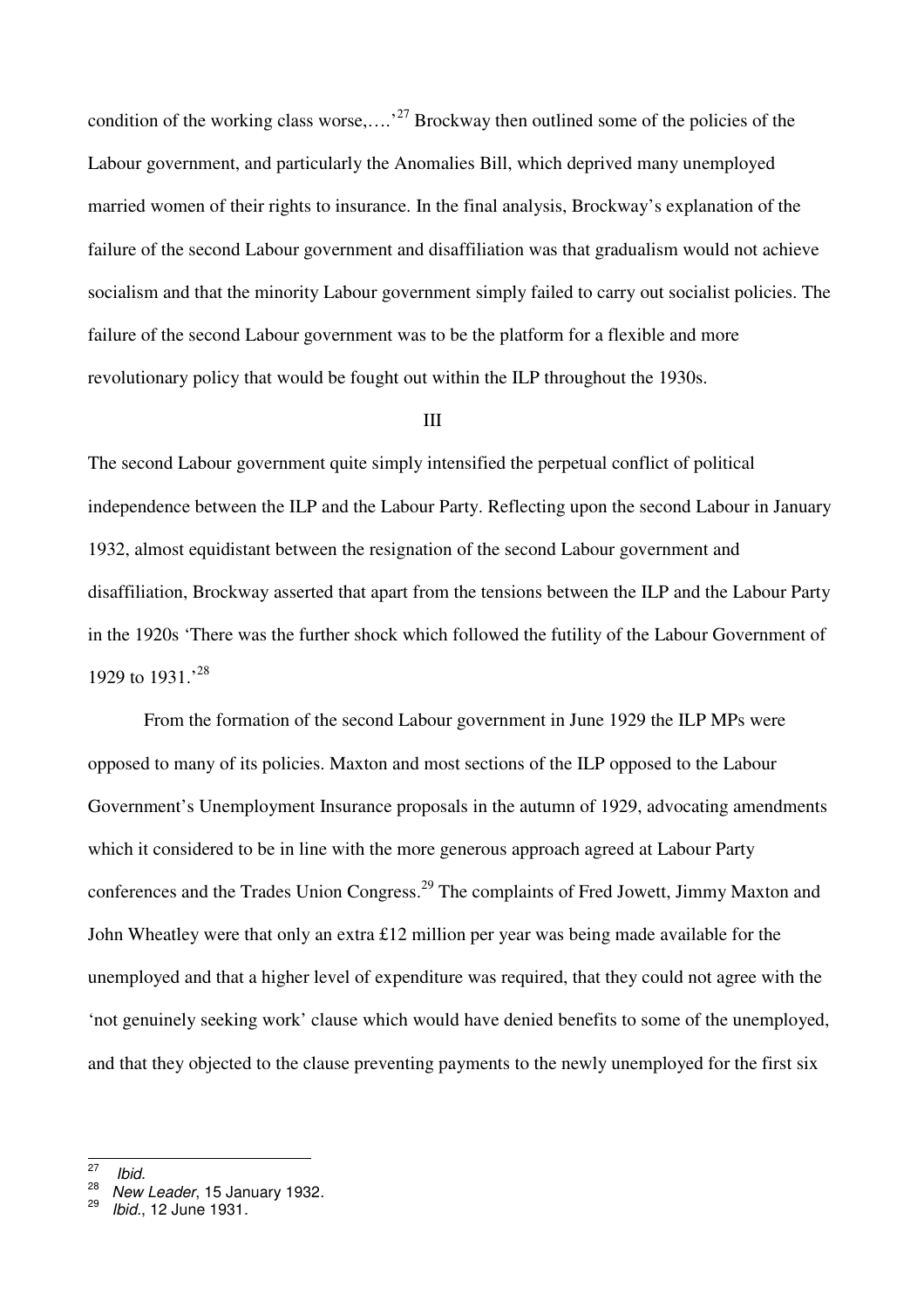condition of the working class worse,….'[27] Brockway then outlined some of the policies of the Labour government, and particularly the Anomalies Bill, which deprived many unemployed married women of their rights to insurance. In the final analysis, Brockway's explanation of the failure of the second Labour government and disaffiliation was that gradualism would not achieve socialism and that the minority Labour government simply failed to carry out socialist policies. The failure of the second Labour government was to be the platform for a flexible and more revolutionary policy that would be fought out within the ILP throughout the 1930s.

III

The second Labour government quite simply intensified the perpetual conflict of political independence between the ILP and the Labour Party. Reflecting upon the second Labour in January 1932, almost equidistant between the resignation of the second Labour government and disaffiliation, Brockway asserted that apart from the tensions between the ILP and the Labour Party in the 1920s 'There was the further shock which followed the futility of the Labour Government of 1929 to 1931.'[28]

From the formation of the second Labour government in June 1929 the ILP MPs were opposed to many of its policies. Maxton and most sections of the ILP opposed to the Labour Government's Unemployment Insurance proposals in the autumn of 1929, advocating amendments which it considered to be in line with the more generous approach agreed at Labour Party conferences and the Trades Union Congress.[29] The complaints of Fred Jowett, Jimmy Maxton and John Wheatley were that only an extra £12 million per year was being made available for the unemployed and that a higher level of expenditure was required, that they could not agree with the 'not genuinely seeking work' clause which would have denied benefits to some of the unemployed, and that they objected to the clause preventing payments to the newly unemployed for the first six

---

[27] *Ibid.*

[28] *New Leader*, 15 January 1932.

[29] *Ibid.*, 12 June 1931.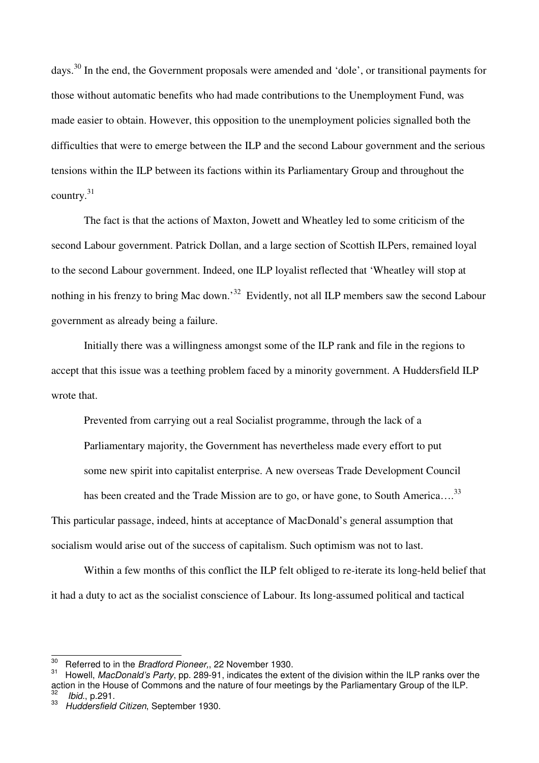days.[30] In the end, the Government proposals were amended and 'dole', or transitional payments for those without automatic benefits who had made contributions to the Unemployment Fund, was made easier to obtain. However, this opposition to the unemployment policies signalled both the difficulties that were to emerge between the ILP and the second Labour government and the serious tensions within the ILP between its factions within its Parliamentary Group and throughout the country.[31]

The fact is that the actions of Maxton, Jowett and Wheatley led to some criticism of the second Labour government. Patrick Dollan, and a large section of Scottish ILPers, remained loyal to the second Labour government. Indeed, one ILP loyalist reflected that 'Wheatley will stop at nothing in his frenzy to bring Mac down.'[32] Evidently, not all ILP members saw the second Labour government as already being a failure.

Initially there was a willingness amongst some of the ILP rank and file in the regions to accept that this issue was a teething problem faced by a minority government. A Huddersfield ILP wrote that.

> Prevented from carrying out a real Socialist programme, through the lack of a Parliamentary majority, the Government has nevertheless made every effort to put some new spirit into capitalist enterprise. A new overseas Trade Development Council has been created and the Trade Mission are to go, or have gone, to South America….[33]

This particular passage, indeed, hints at acceptance of MacDonald's general assumption that socialism would arise out of the success of capitalism. Such optimism was not to last.

Within a few months of this conflict the ILP felt obliged to re-iterate its long-held belief that it had a duty to act as the socialist conscience of Labour. Its long-assumed political and tactical

---

[30] Referred to in the *Bradford Pioneer*,, 22 November 1930.

[31] Howell, *MacDonald's Party*, pp. 289-91, indicates the extent of the division within the ILP ranks over the action in the House of Commons and the nature of four meetings by the Parliamentary Group of the ILP.

[32] *Ibid*., p.291.

[33] *Huddersfield Citizen*, September 1930.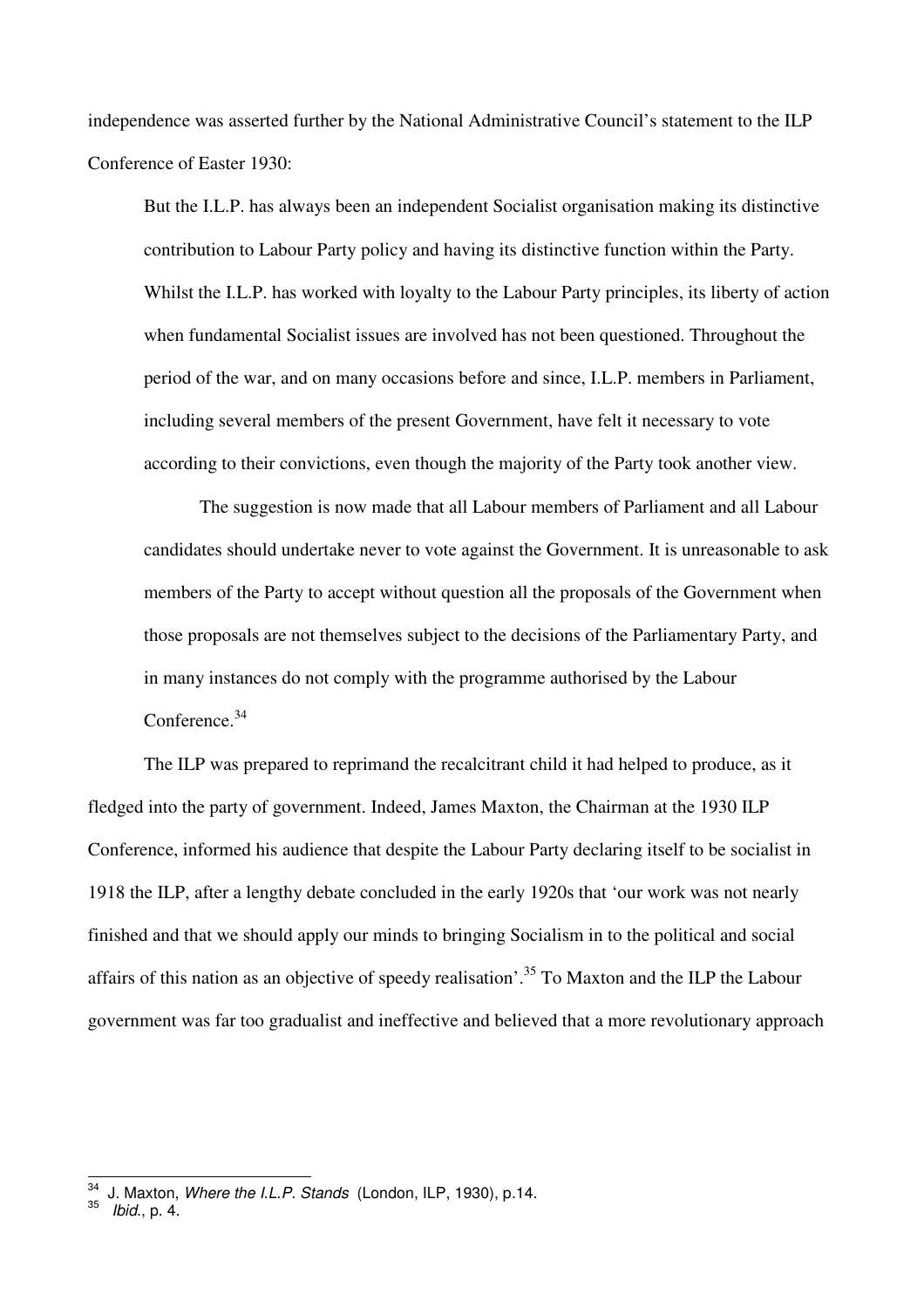independence was asserted further by the National Administrative Council's statement to the ILP Conference of Easter 1930:

> But the I.L.P. has always been an independent Socialist organisation making its distinctive contribution to Labour Party policy and having its distinctive function within the Party. Whilst the I.L.P. has worked with loyalty to the Labour Party principles, its liberty of action when fundamental Socialist issues are involved has not been questioned. Throughout the period of the war, and on many occasions before and since, I.L.P. members in Parliament, including several members of the present Government, have felt it necessary to vote according to their convictions, even though the majority of the Party took another view.
>
> The suggestion is now made that all Labour members of Parliament and all Labour candidates should undertake never to vote against the Government. It is unreasonable to ask members of the Party to accept without question all the proposals of the Government when those proposals are not themselves subject to the decisions of the Parliamentary Party, and in many instances do not comply with the programme authorised by the Labour Conference.[34]

The ILP was prepared to reprimand the recalcitrant child it had helped to produce, as it fledged into the party of government. Indeed, James Maxton, the Chairman at the 1930 ILP Conference, informed his audience that despite the Labour Party declaring itself to be socialist in 1918 the ILP, after a lengthy debate concluded in the early 1920s that 'our work was not nearly finished and that we should apply our minds to bringing Socialism in to the political and social affairs of this nation as an objective of speedy realisation'.[35] To Maxton and the ILP the Labour government was far too gradualist and ineffective and believed that a more revolutionary approach

---

[34] J. Maxton, *Where the I.L.P. Stands* (London, ILP, 1930), p.14.

[35] *Ibid.*, p. 4.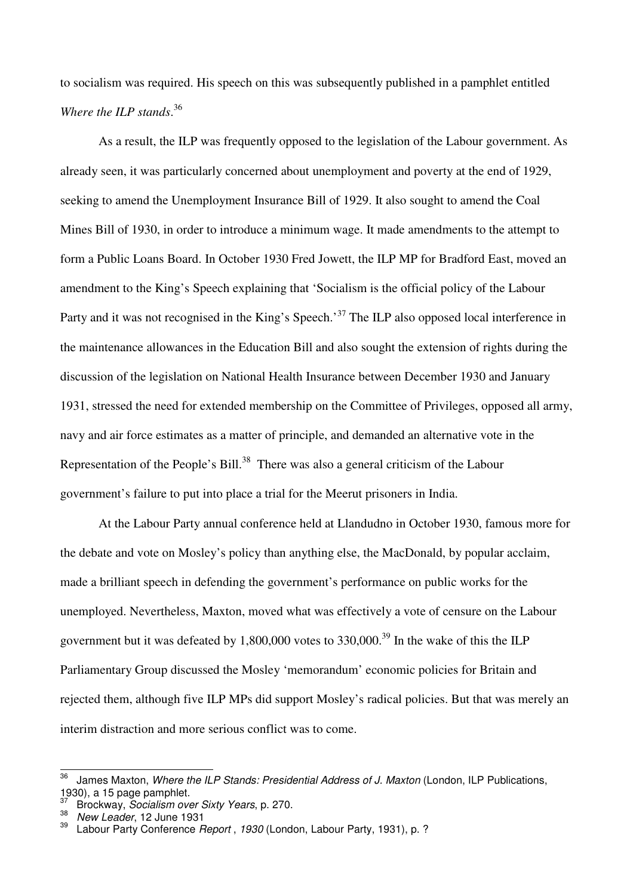to socialism was required. His speech on this was subsequently published in a pamphlet entitled *Where the ILP stands*.[36]

As a result, the ILP was frequently opposed to the legislation of the Labour government. As already seen, it was particularly concerned about unemployment and poverty at the end of 1929, seeking to amend the Unemployment Insurance Bill of 1929. It also sought to amend the Coal Mines Bill of 1930, in order to introduce a minimum wage. It made amendments to the attempt to form a Public Loans Board. In October 1930 Fred Jowett, the ILP MP for Bradford East, moved an amendment to the King's Speech explaining that 'Socialism is the official policy of the Labour Party and it was not recognised in the King's Speech.'[37] The ILP also opposed local interference in the maintenance allowances in the Education Bill and also sought the extension of rights during the discussion of the legislation on National Health Insurance between December 1930 and January 1931, stressed the need for extended membership on the Committee of Privileges, opposed all army, navy and air force estimates as a matter of principle, and demanded an alternative vote in the Representation of the People's Bill.[38] There was also a general criticism of the Labour government's failure to put into place a trial for the Meerut prisoners in India.

At the Labour Party annual conference held at Llandudno in October 1930, famous more for the debate and vote on Mosley's policy than anything else, the MacDonald, by popular acclaim, made a brilliant speech in defending the government's performance on public works for the unemployed. Nevertheless, Maxton, moved what was effectively a vote of censure on the Labour government but it was defeated by 1,800,000 votes to 330,000.[39] In the wake of this the ILP Parliamentary Group discussed the Mosley 'memorandum' economic policies for Britain and rejected them, although five ILP MPs did support Mosley's radical policies. But that was merely an interim distraction and more serious conflict was to come.

---

[36] James Maxton, *Where the ILP Stands: Presidential Address of J. Maxton* (London, ILP Publications, 1930), a 15 page pamphlet.

[37] Brockway, *Socialism over Sixty Years*, p. 270.

[38] *New Leader*, 12 June 1931

[39] Labour Party Conference *Report* , *1930* (London, Labour Party, 1931), p. ?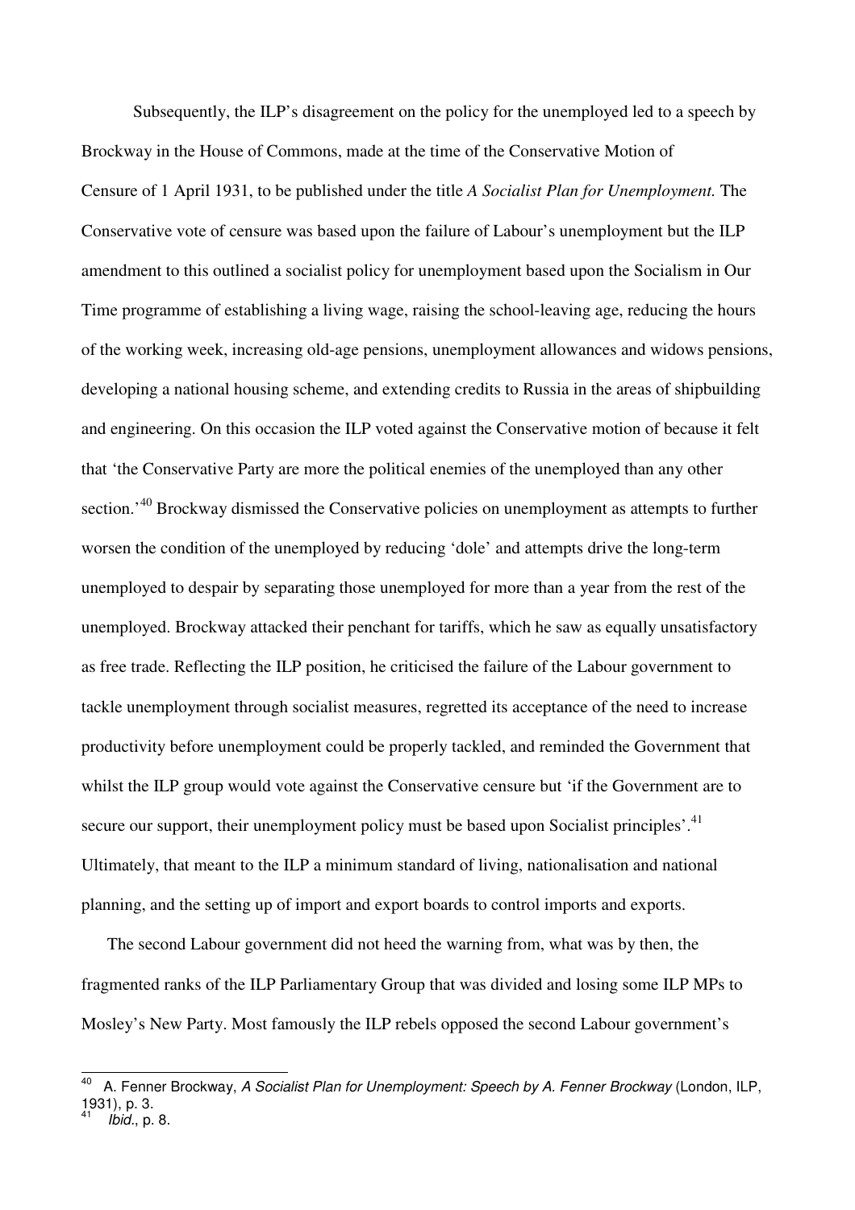Subsequently, the ILP's disagreement on the policy for the unemployed led to a speech by Brockway in the House of Commons, made at the time of the Conservative Motion of Censure of 1 April 1931, to be published under the title *A Socialist Plan for Unemployment.* The Conservative vote of censure was based upon the failure of Labour's unemployment but the ILP amendment to this outlined a socialist policy for unemployment based upon the Socialism in Our Time programme of establishing a living wage, raising the school-leaving age, reducing the hours of the working week, increasing old-age pensions, unemployment allowances and widows pensions, developing a national housing scheme, and extending credits to Russia in the areas of shipbuilding and engineering. On this occasion the ILP voted against the Conservative motion of because it felt that 'the Conservative Party are more the political enemies of the unemployed than any other section.'[40] Brockway dismissed the Conservative policies on unemployment as attempts to further worsen the condition of the unemployed by reducing 'dole' and attempts drive the long-term unemployed to despair by separating those unemployed for more than a year from the rest of the unemployed. Brockway attacked their penchant for tariffs, which he saw as equally unsatisfactory as free trade. Reflecting the ILP position, he criticised the failure of the Labour government to tackle unemployment through socialist measures, regretted its acceptance of the need to increase productivity before unemployment could be properly tackled, and reminded the Government that whilst the ILP group would vote against the Conservative censure but 'if the Government are to secure our support, their unemployment policy must be based upon Socialist principles'.[41] Ultimately, that meant to the ILP a minimum standard of living, nationalisation and national planning, and the setting up of import and export boards to control imports and exports.

The second Labour government did not heed the warning from, what was by then, the fragmented ranks of the ILP Parliamentary Group that was divided and losing some ILP MPs to Mosley's New Party. Most famously the ILP rebels opposed the second Labour government's

---

[40] A. Fenner Brockway, *A Socialist Plan for Unemployment: Speech by A. Fenner Brockway* (London, ILP, 1931), p. 3.

[41] *Ibid.*, p. 8.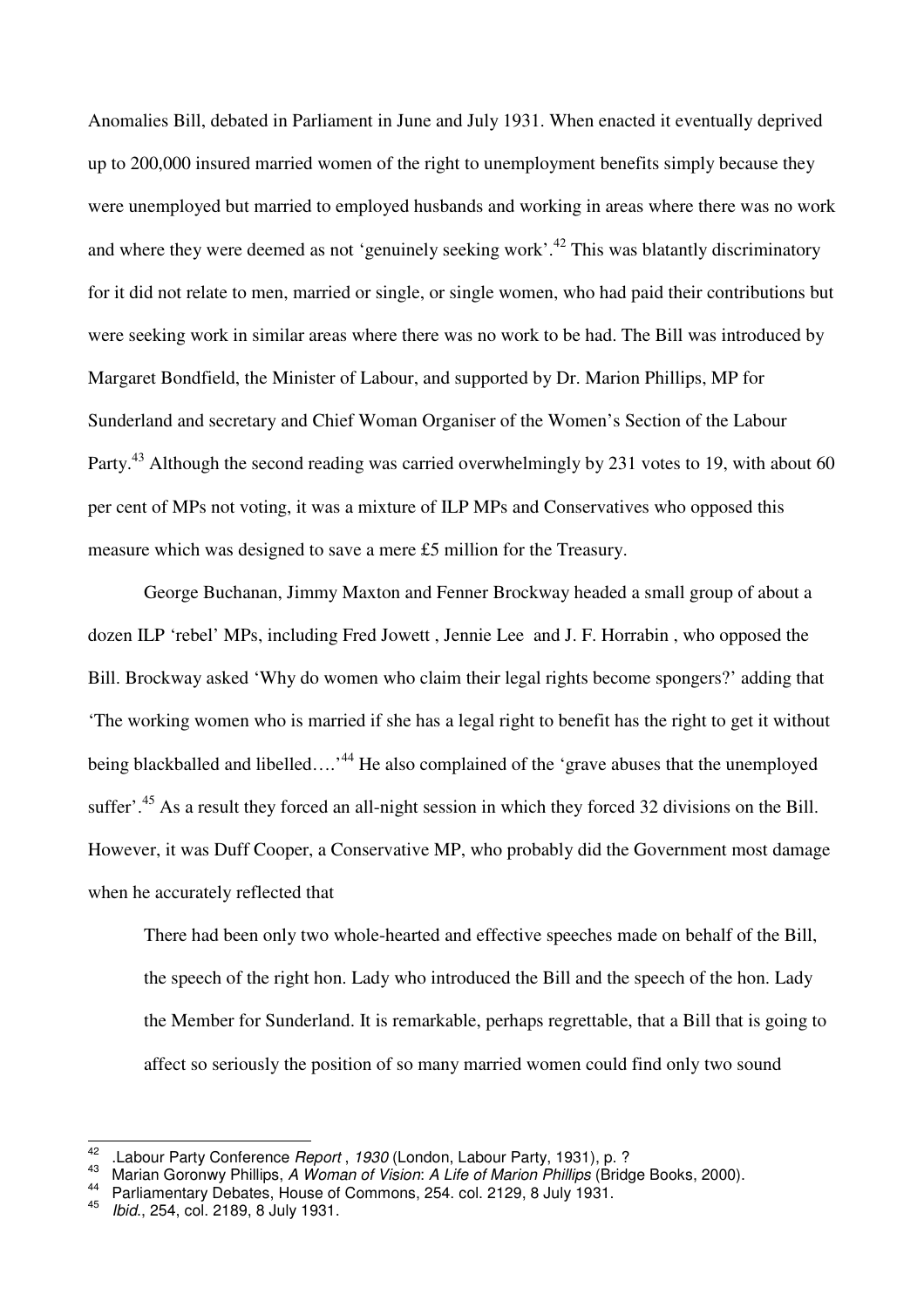Anomalies Bill, debated in Parliament in June and July 1931. When enacted it eventually deprived up to 200,000 insured married women of the right to unemployment benefits simply because they were unemployed but married to employed husbands and working in areas where there was no work and where they were deemed as not 'genuinely seeking work'.[42] This was blatantly discriminatory for it did not relate to men, married or single, or single women, who had paid their contributions but were seeking work in similar areas where there was no work to be had. The Bill was introduced by Margaret Bondfield, the Minister of Labour, and supported by Dr. Marion Phillips, MP for Sunderland and secretary and Chief Woman Organiser of the Women's Section of the Labour Party.[43] Although the second reading was carried overwhelmingly by 231 votes to 19, with about 60 per cent of MPs not voting, it was a mixture of ILP MPs and Conservatives who opposed this measure which was designed to save a mere £5 million for the Treasury.

George Buchanan, Jimmy Maxton and Fenner Brockway headed a small group of about a dozen ILP 'rebel' MPs, including Fred Jowett , Jennie Lee and J. F. Horrabin , who opposed the Bill. Brockway asked 'Why do women who claim their legal rights become spongers?' adding that 'The working women who is married if she has a legal right to benefit has the right to get it without being blackballed and libelled….'[44] He also complained of the 'grave abuses that the unemployed suffer'.[45] As a result they forced an all-night session in which they forced 32 divisions on the Bill. However, it was Duff Cooper, a Conservative MP, who probably did the Government most damage when he accurately reflected that

> There had been only two whole-hearted and effective speeches made on behalf of the Bill, the speech of the right hon. Lady who introduced the Bill and the speech of the hon. Lady the Member for Sunderland. It is remarkable, perhaps regrettable, that a Bill that is going to affect so seriously the position of so many married women could find only two sound

---

[42] .Labour Party Conference *Report* , *1930* (London, Labour Party, 1931), p. ?

[43] Marian Goronwy Phillips, *A Woman of Vision*: *A Life of Marion Phillips* (Bridge Books, 2000).

[44] Parliamentary Debates, House of Commons, 254. col. 2129, 8 July 1931.

[45] *Ibid*., 254, col. 2189, 8 July 1931.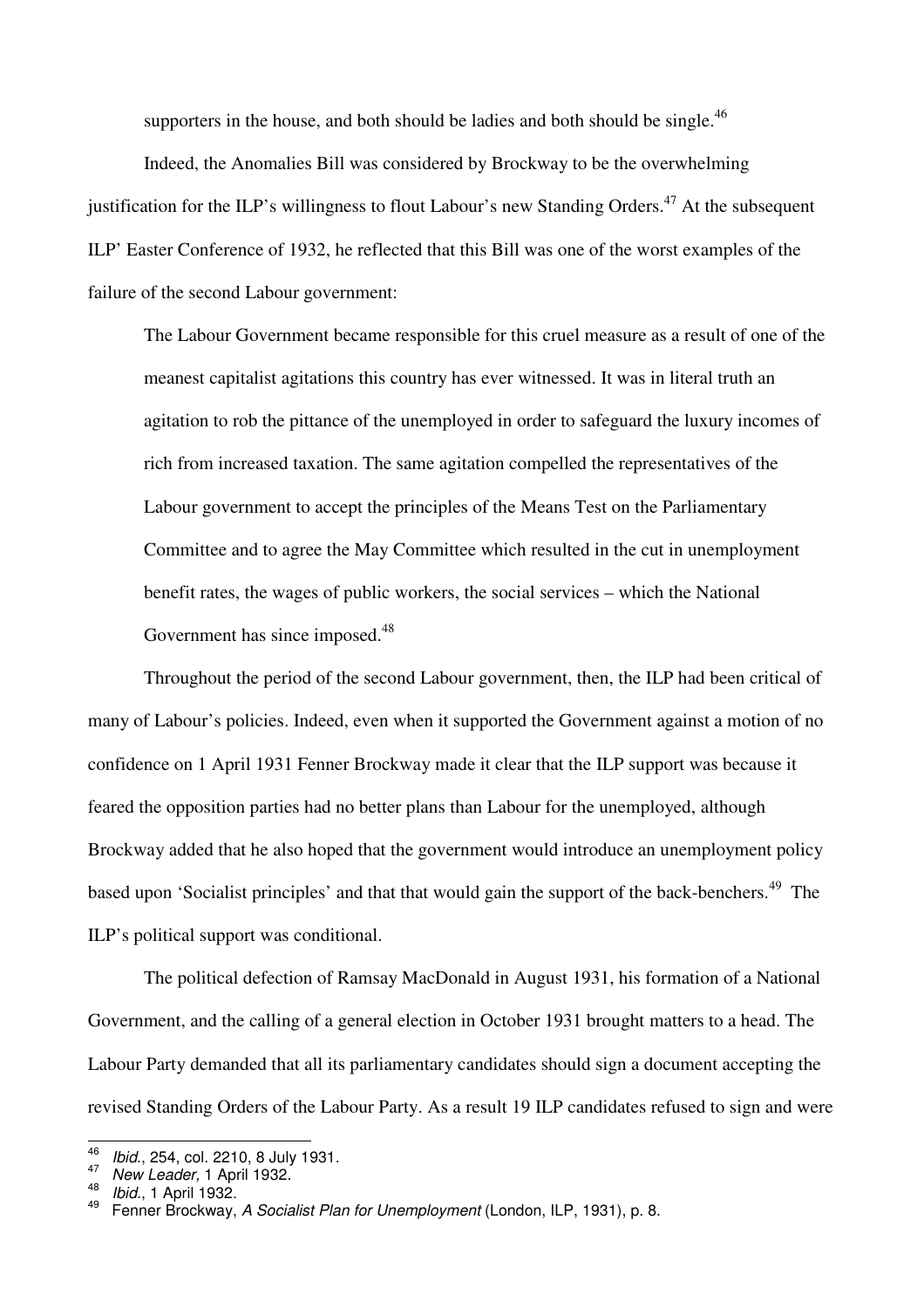supporters in the house, and both should be ladies and both should be single.[46]

Indeed, the Anomalies Bill was considered by Brockway to be the overwhelming justification for the ILP's willingness to flout Labour's new Standing Orders.[47] At the subsequent ILP' Easter Conference of 1932, he reflected that this Bill was one of the worst examples of the failure of the second Labour government:

> The Labour Government became responsible for this cruel measure as a result of one of the meanest capitalist agitations this country has ever witnessed. It was in literal truth an agitation to rob the pittance of the unemployed in order to safeguard the luxury incomes of rich from increased taxation. The same agitation compelled the representatives of the Labour government to accept the principles of the Means Test on the Parliamentary Committee and to agree the May Committee which resulted in the cut in unemployment benefit rates, the wages of public workers, the social services – which the National Government has since imposed.[48]

Throughout the period of the second Labour government, then, the ILP had been critical of many of Labour's policies. Indeed, even when it supported the Government against a motion of no confidence on 1 April 1931 Fenner Brockway made it clear that the ILP support was because it feared the opposition parties had no better plans than Labour for the unemployed, although Brockway added that he also hoped that the government would introduce an unemployment policy based upon 'Socialist principles' and that that would gain the support of the back-benchers.[49] The ILP's political support was conditional.

The political defection of Ramsay MacDonald in August 1931, his formation of a National Government, and the calling of a general election in October 1931 brought matters to a head. The Labour Party demanded that all its parliamentary candidates should sign a document accepting the revised Standing Orders of the Labour Party. As a result 19 ILP candidates refused to sign and were

---

[46] *Ibid.*, 254, col. 2210, 8 July 1931.
[47] *New Leader,* 1 April 1932.
[48] *Ibid.*, 1 April 1932.
[49] Fenner Brockway, *A Socialist Plan for Unemployment* (London, ILP, 1931), p. 8.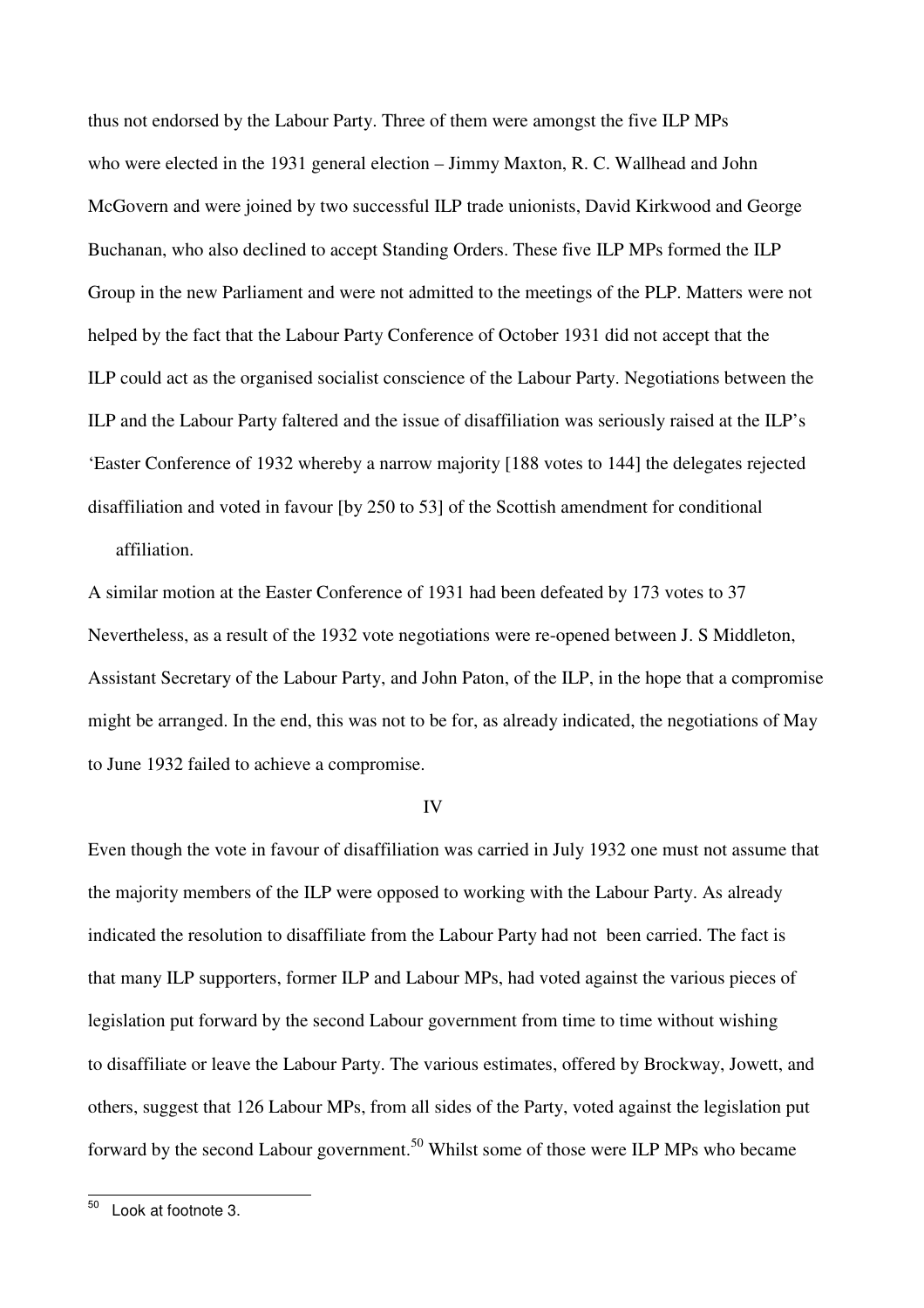thus not endorsed by the Labour Party. Three of them were amongst the five ILP MPs who were elected in the 1931 general election – Jimmy Maxton, R. C. Wallhead and John McGovern and were joined by two successful ILP trade unionists, David Kirkwood and George Buchanan, who also declined to accept Standing Orders. These five ILP MPs formed the ILP Group in the new Parliament and were not admitted to the meetings of the PLP. Matters were not helped by the fact that the Labour Party Conference of October 1931 did not accept that the ILP could act as the organised socialist conscience of the Labour Party. Negotiations between the ILP and the Labour Party faltered and the issue of disaffiliation was seriously raised at the ILP's 'Easter Conference of 1932 whereby a narrow majority [188 votes to 144] the delegates rejected disaffiliation and voted in favour [by 250 to 53] of the Scottish amendment for conditional affiliation.

A similar motion at the Easter Conference of 1931 had been defeated by 173 votes to 37 Nevertheless, as a result of the 1932 vote negotiations were re-opened between J. S Middleton, Assistant Secretary of the Labour Party, and John Paton, of the ILP, in the hope that a compromise might be arranged. In the end, this was not to be for, as already indicated, the negotiations of May to June 1932 failed to achieve a compromise.

## IV

Even though the vote in favour of disaffiliation was carried in July 1932 one must not assume that the majority members of the ILP were opposed to working with the Labour Party. As already indicated the resolution to disaffiliate from the Labour Party had not been carried. The fact is that many ILP supporters, former ILP and Labour MPs, had voted against the various pieces of legislation put forward by the second Labour government from time to time without wishing to disaffiliate or leave the Labour Party. The various estimates, offered by Brockway, Jowett, and others, suggest that 126 Labour MPs, from all sides of the Party, voted against the legislation put forward by the second Labour government.[50] Whilst some of those were ILP MPs who became

---

[50] Look at footnote 3.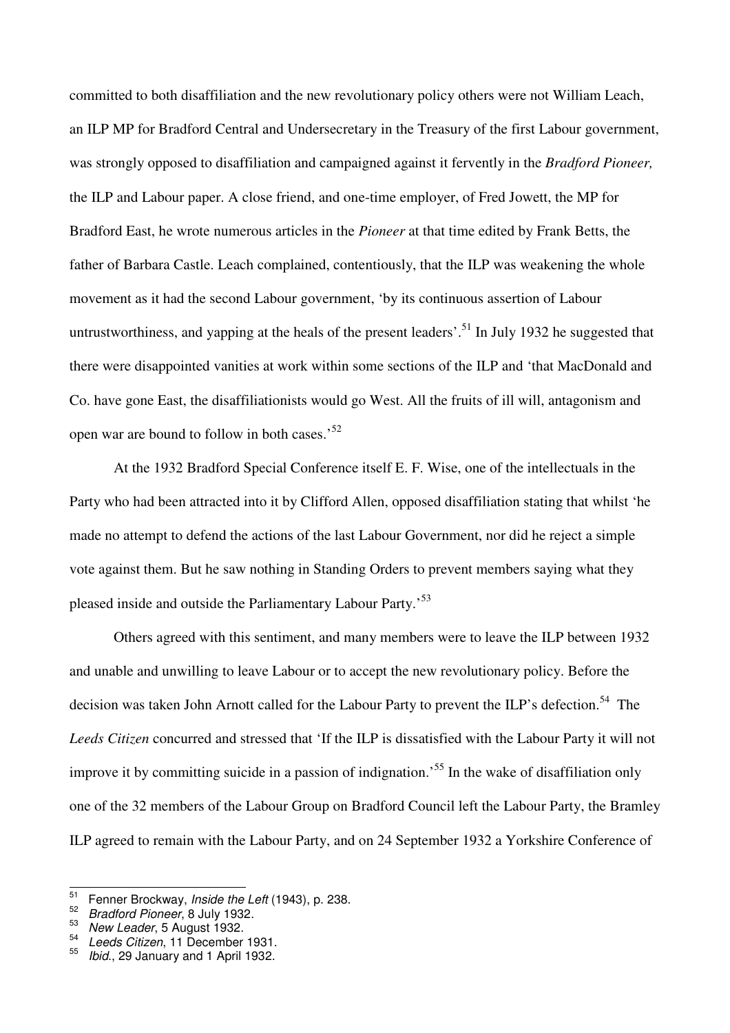committed to both disaffiliation and the new revolutionary policy others were not William Leach, an ILP MP for Bradford Central and Undersecretary in the Treasury of the first Labour government, was strongly opposed to disaffiliation and campaigned against it fervently in the *Bradford Pioneer,* the ILP and Labour paper. A close friend, and one-time employer, of Fred Jowett, the MP for Bradford East, he wrote numerous articles in the *Pioneer* at that time edited by Frank Betts, the father of Barbara Castle. Leach complained, contentiously, that the ILP was weakening the whole movement as it had the second Labour government, 'by its continuous assertion of Labour untrustworthiness, and yapping at the heals of the present leaders'.[51] In July 1932 he suggested that there were disappointed vanities at work within some sections of the ILP and 'that MacDonald and Co. have gone East, the disaffiliationists would go West. All the fruits of ill will, antagonism and open war are bound to follow in both cases.'[52]

At the 1932 Bradford Special Conference itself E. F. Wise, one of the intellectuals in the Party who had been attracted into it by Clifford Allen, opposed disaffiliation stating that whilst 'he made no attempt to defend the actions of the last Labour Government, nor did he reject a simple vote against them. But he saw nothing in Standing Orders to prevent members saying what they pleased inside and outside the Parliamentary Labour Party.'[53]

Others agreed with this sentiment, and many members were to leave the ILP between 1932 and unable and unwilling to leave Labour or to accept the new revolutionary policy. Before the decision was taken John Arnott called for the Labour Party to prevent the ILP's defection.[54] The *Leeds Citizen* concurred and stressed that 'If the ILP is dissatisfied with the Labour Party it will not improve it by committing suicide in a passion of indignation.'[55] In the wake of disaffiliation only one of the 32 members of the Labour Group on Bradford Council left the Labour Party, the Bramley ILP agreed to remain with the Labour Party, and on 24 September 1932 a Yorkshire Conference of

---

[51] Fenner Brockway, *Inside the Left* (1943), p. 238.

[52] *Bradford Pioneer*, 8 July 1932.

[53] *New Leader*, 5 August 1932.

[54] *Leeds Citizen*, 11 December 1931.

[55] *Ibid*., 29 January and 1 April 1932.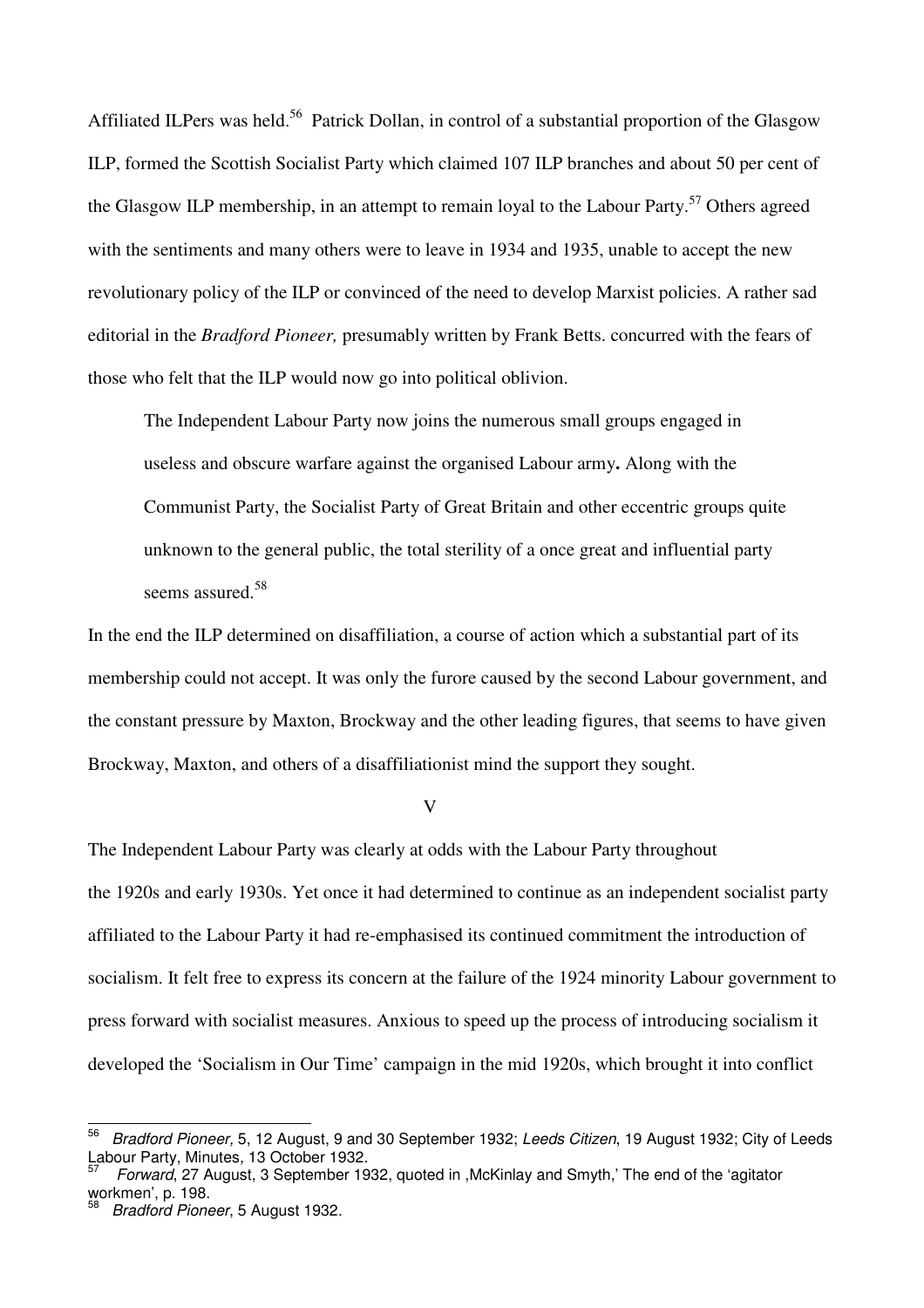Affiliated ILPers was held.[56] Patrick Dollan, in control of a substantial proportion of the Glasgow ILP, formed the Scottish Socialist Party which claimed 107 ILP branches and about 50 per cent of the Glasgow ILP membership, in an attempt to remain loyal to the Labour Party.[57] Others agreed with the sentiments and many others were to leave in 1934 and 1935, unable to accept the new revolutionary policy of the ILP or convinced of the need to develop Marxist policies. A rather sad editorial in the *Bradford Pioneer,* presumably written by Frank Betts. concurred with the fears of those who felt that the ILP would now go into political oblivion.

> The Independent Labour Party now joins the numerous small groups engaged in useless and obscure warfare against the organised Labour army**.** Along with the Communist Party, the Socialist Party of Great Britain and other eccentric groups quite unknown to the general public, the total sterility of a once great and influential party seems assured.[58]

In the end the ILP determined on disaffiliation, a course of action which a substantial part of its membership could not accept. It was only the furore caused by the second Labour government, and the constant pressure by Maxton, Brockway and the other leading figures, that seems to have given Brockway, Maxton, and others of a disaffiliationist mind the support they sought.

## V

The Independent Labour Party was clearly at odds with the Labour Party throughout the 1920s and early 1930s. Yet once it had determined to continue as an independent socialist party affiliated to the Labour Party it had re-emphasised its continued commitment the introduction of socialism. It felt free to express its concern at the failure of the 1924 minority Labour government to press forward with socialist measures. Anxious to speed up the process of introducing socialism it developed the 'Socialism in Our Time' campaign in the mid 1920s, which brought it into conflict

---

[56] *Bradford Pioneer,* 5, 12 August, 9 and 30 September 1932; *Leeds Citizen*, 19 August 1932; City of Leeds Labour Party, Minutes*,* 13 October 1932.

[57] *Forward*, 27 August, 3 September 1932, quoted in ,McKinlay and Smyth,' The end of the 'agitator workmen', p. 198.

[58] *Bradford Pioneer*, 5 August 1932.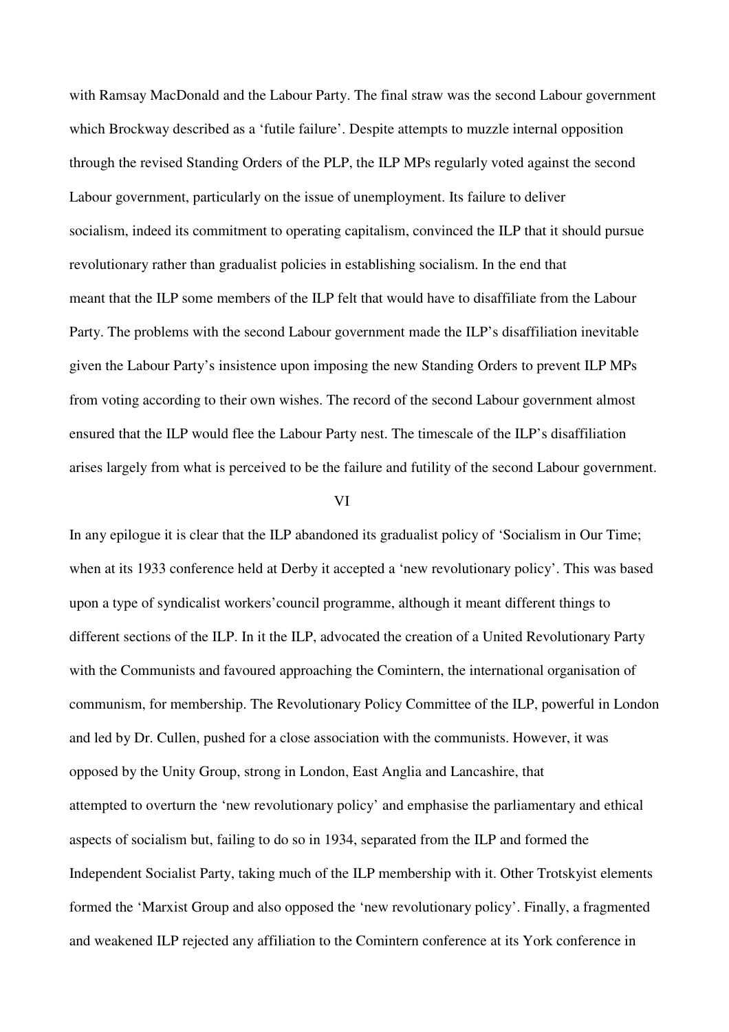with Ramsay MacDonald and the Labour Party. The final straw was the second Labour government which Brockway described as a 'futile failure'. Despite attempts to muzzle internal opposition through the revised Standing Orders of the PLP, the ILP MPs regularly voted against the second Labour government, particularly on the issue of unemployment. Its failure to deliver socialism, indeed its commitment to operating capitalism, convinced the ILP that it should pursue revolutionary rather than gradualist policies in establishing socialism. In the end that meant that the ILP some members of the ILP felt that would have to disaffiliate from the Labour Party. The problems with the second Labour government made the ILP's disaffiliation inevitable given the Labour Party's insistence upon imposing the new Standing Orders to prevent ILP MPs from voting according to their own wishes. The record of the second Labour government almost ensured that the ILP would flee the Labour Party nest. The timescale of the ILP's disaffiliation arises largely from what is perceived to be the failure and futility of the second Labour government.

## VI

In any epilogue it is clear that the ILP abandoned its gradualist policy of 'Socialism in Our Time; when at its 1933 conference held at Derby it accepted a 'new revolutionary policy'. This was based upon a type of syndicalist workers'council programme, although it meant different things to different sections of the ILP. In it the ILP, advocated the creation of a United Revolutionary Party with the Communists and favoured approaching the Comintern, the international organisation of communism, for membership. The Revolutionary Policy Committee of the ILP, powerful in London and led by Dr. Cullen, pushed for a close association with the communists. However, it was opposed by the Unity Group, strong in London, East Anglia and Lancashire, that attempted to overturn the 'new revolutionary policy' and emphasise the parliamentary and ethical aspects of socialism but, failing to do so in 1934, separated from the ILP and formed the Independent Socialist Party, taking much of the ILP membership with it. Other Trotskyist elements formed the 'Marxist Group and also opposed the 'new revolutionary policy'. Finally, a fragmented and weakened ILP rejected any affiliation to the Comintern conference at its York conference in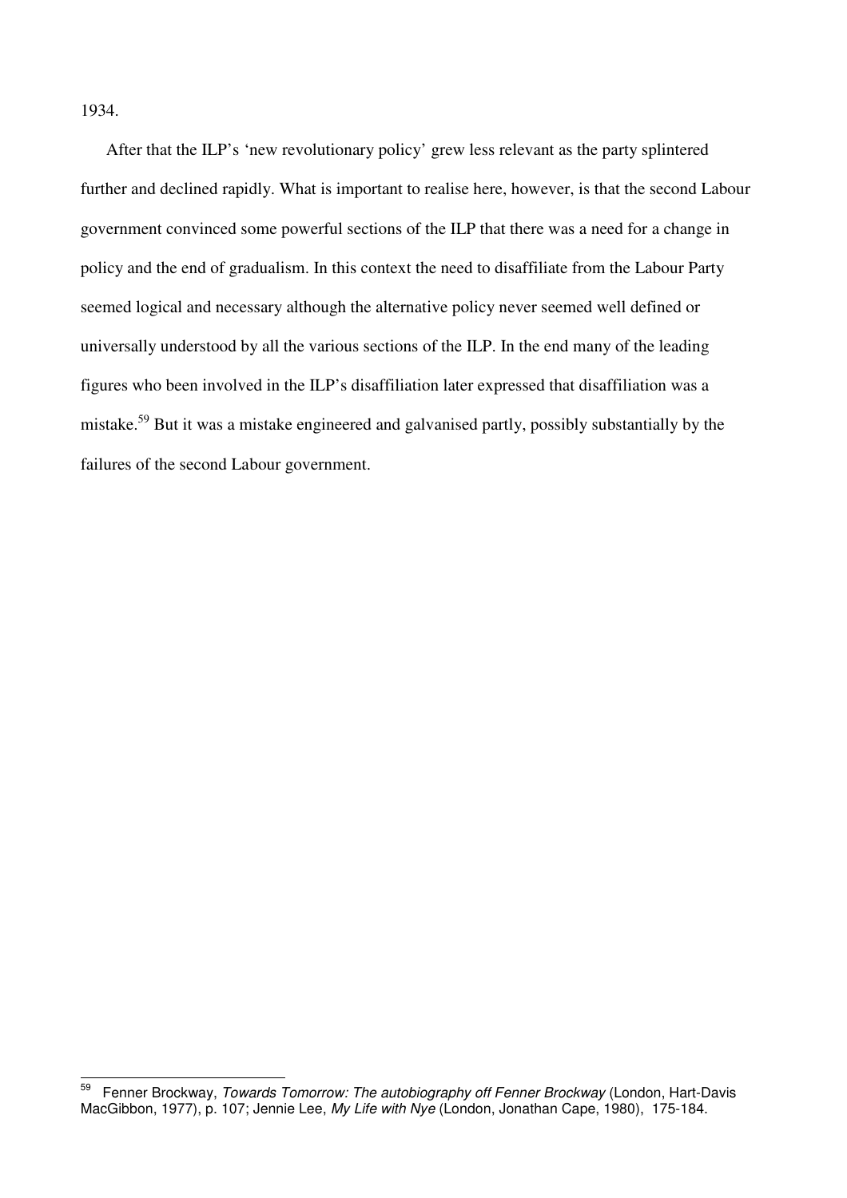1934.

After that the ILP's 'new revolutionary policy' grew less relevant as the party splintered further and declined rapidly. What is important to realise here, however, is that the second Labour government convinced some powerful sections of the ILP that there was a need for a change in policy and the end of gradualism. In this context the need to disaffiliate from the Labour Party seemed logical and necessary although the alternative policy never seemed well defined or universally understood by all the various sections of the ILP. In the end many of the leading figures who been involved in the ILP's disaffiliation later expressed that disaffiliation was a mistake.[59] But it was a mistake engineered and galvanised partly, possibly substantially by the failures of the second Labour government.

---

[59] Fenner Brockway, *Towards Tomorrow: The autobiography off Fenner Brockway* (London, Hart-Davis MacGibbon, 1977), p. 107; Jennie Lee, *My Life with Nye* (London, Jonathan Cape, 1980), 175-184.